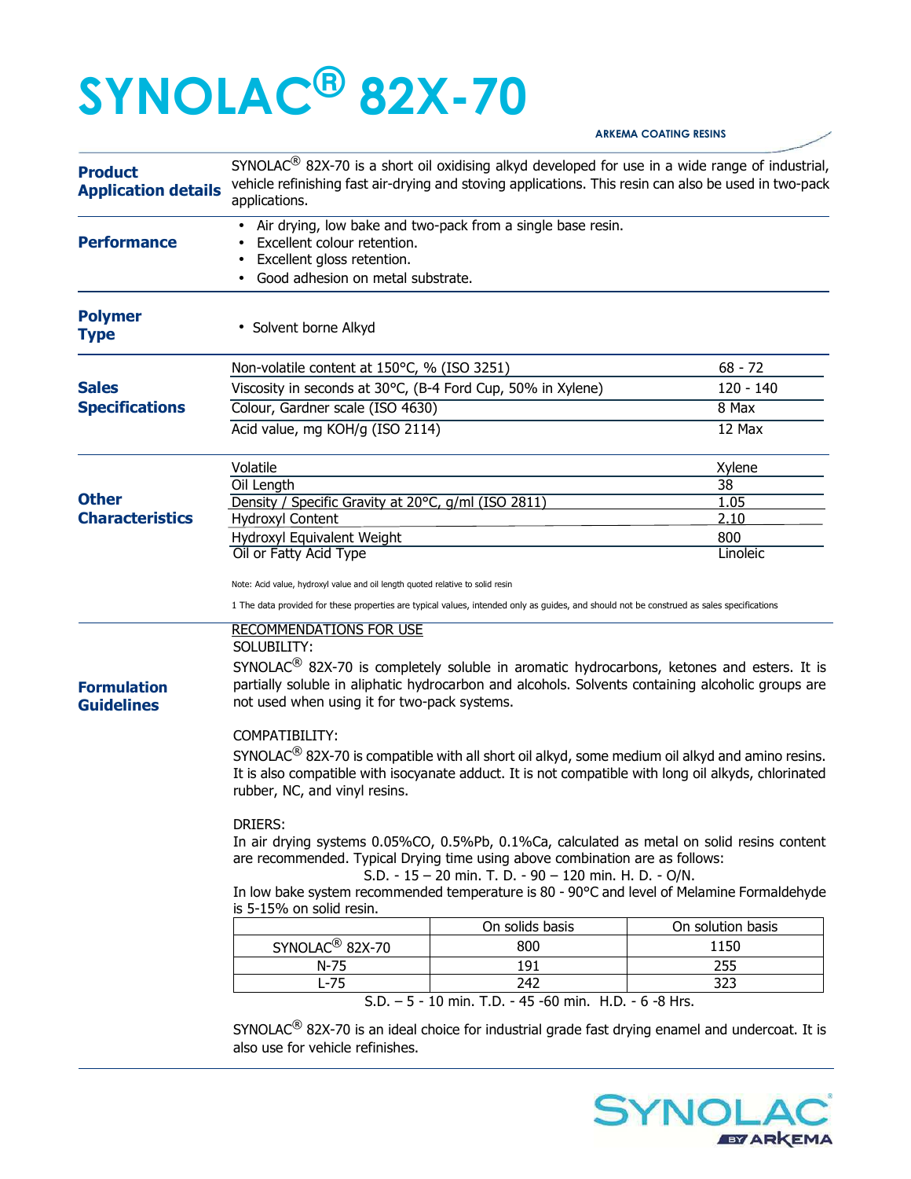# SYNOLAC® 82X-70

ARKEMA COATING RESINS

## Product Application details

SYNOLAC® 82X-70 is a short oil oxidising alkyd developed for use in a wide range of industrial, vehicle refinishing fast air-drying and stoving applications. This resin can also be used in two-pack applications.

## Performance

- Air drying, low bake and two-pack from a single base resin.
- Excellent colour retention.
- Excellent gloss retention.
- Good adhesion on metal substrate.

## Polymer Type

- Solvent borne Alkyd

## Sales Specifications

| Property | Value |
|---|---|
| Non-volatile content at 150°C, % (ISO 3251) | 68 - 72 |
| Viscosity in seconds at 30°C, (B-4 Ford Cup, 50% in Xylene) | 120 - 140 |
| Colour, Gardner scale (ISO 4630) | 8 Max |
| Acid value, mg KOH/g (ISO 2114) | 12 Max |

## Other Characteristics

| Property | Value |
|---|---|
| Volatile | Xylene |
| Oil Length | 38 |
| Density / Specific Gravity at 20°C, g/ml (ISO 2811) | 1.05 |
| Hydroxyl Content | 2.10 |
| Hydroxyl Equivalent Weight | 800 |
| Oil or Fatty Acid Type | Linoleic |

Note: Acid value, hydroxyl value and oil length quoted relative to solid resin

1 The data provided for these properties are typical values, intended only as guides, and should not be construed as sales specifications

## Formulation Guidelines

RECOMMENDATIONS FOR USE

SOLUBILITY:

SYNOLAC® 82X-70 is completely soluble in aromatic hydrocarbons, ketones and esters. It is partially soluble in aliphatic hydrocarbon and alcohols. Solvents containing alcoholic groups are not used when using it for two-pack systems.

COMPATIBILITY:

SYNOLAC® 82X-70 is compatible with all short oil alkyd, some medium oil alkyd and amino resins. It is also compatible with isocyanate adduct. It is not compatible with long oil alkyds, chlorinated rubber, NC, and vinyl resins.

DRIERS:

In air drying systems 0.05%CO, 0.5%Pb, 0.1%Ca, calculated as metal on solid resins content are recommended. Typical Drying time using above combination are as follows:

S.D. - 15 – 20 min. T. D. - 90 – 120 min. H. D. - O/N.

In low bake system recommended temperature is 80 - 90°C and level of Melamine Formaldehyde is 5-15% on solid resin.

| | On solids basis | On solution basis |
|---|---|---|
| SYNOLAC® 82X-70 | 800 | 1150 |
| N-75 | 191 | 255 |
| L-75 | 242 | 323 |

S.D. – 5 - 10 min. T.D. - 45 -60 min. H.D. - 6 -8 Hrs.

SYNOLAC® 82X-70 is an ideal choice for industrial grade fast drying enamel and undercoat. It is also use for vehicle refinishes.

SYNOLAC BY ARKEMA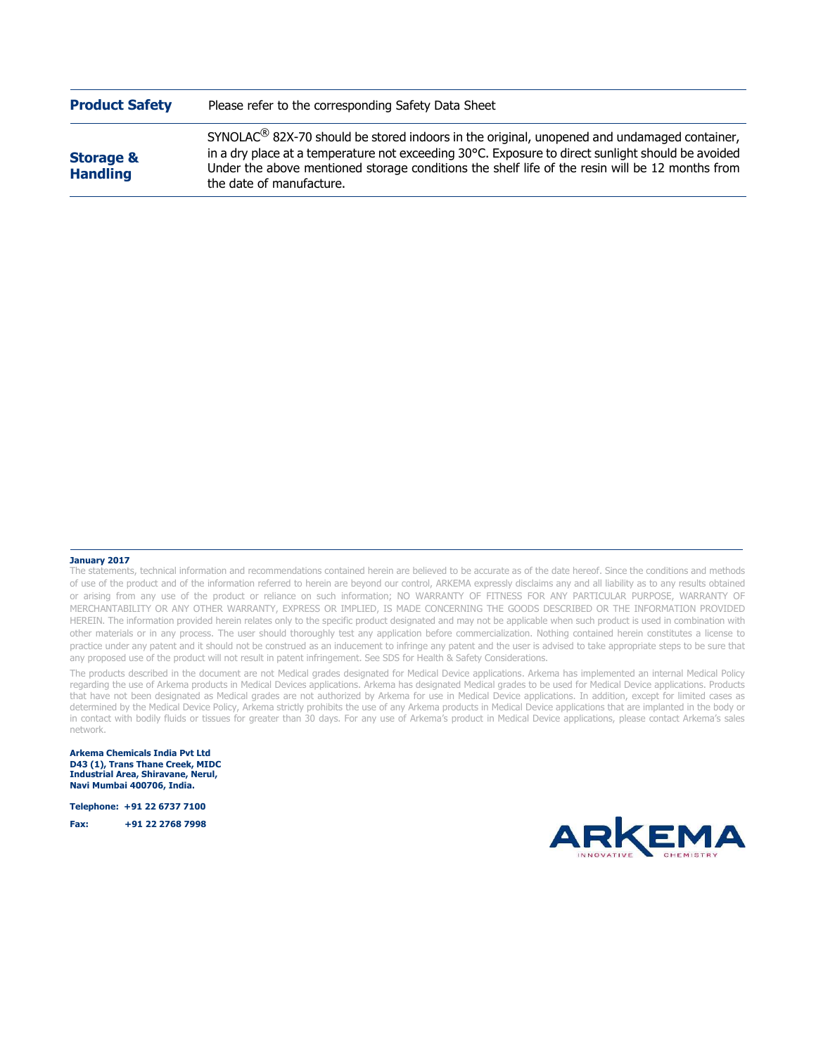| | |
|---|---|
| **Product Safety** | Please refer to the corresponding Safety Data Sheet |
| **Storage & Handling** | SYNOLAC® 82X-70 should be stored indoors in the original, unopened and undamaged container, in a dry place at a temperature not exceeding 30°C. Exposure to direct sunlight should be avoided Under the above mentioned storage conditions the shelf life of the resin will be 12 months from the date of manufacture. |

**January 2017**

The statements, technical information and recommendations contained herein are believed to be accurate as of the date hereof. Since the conditions and methods of use of the product and of the information referred to herein are beyond our control, ARKEMA expressly disclaims any and all liability as to any results obtained or arising from any use of the product or reliance on such information; NO WARRANTY OF FITNESS FOR ANY PARTICULAR PURPOSE, WARRANTY OF MERCHANTABILITY OR ANY OTHER WARRANTY, EXPRESS OR IMPLIED, IS MADE CONCERNING THE GOODS DESCRIBED OR THE INFORMATION PROVIDED HEREIN. The information provided herein relates only to the specific product designated and may not be applicable when such product is used in combination with other materials or in any process. The user should thoroughly test any application before commercialization. Nothing contained herein constitutes a license to practice under any patent and it should not be construed as an inducement to infringe any patent and the user is advised to take appropriate steps to be sure that any proposed use of the product will not result in patent infringement. See SDS for Health & Safety Considerations.

The products described in the document are not Medical grades designated for Medical Device applications. Arkema has implemented an internal Medical Policy regarding the use of Arkema products in Medical Devices applications. Arkema has designated Medical grades to be used for Medical Device applications. Products that have not been designated as Medical grades are not authorized by Arkema for use in Medical Device applications. In addition, except for limited cases as determined by the Medical Device Policy, Arkema strictly prohibits the use of any Arkema products in Medical Device applications that are implanted in the body or in contact with bodily fluids or tissues for greater than 30 days. For any use of Arkema's product in Medical Device applications, please contact Arkema's sales network.

**Arkema Chemicals India Pvt Ltd**
**D43 (1), Trans Thane Creek, MIDC**
**Industrial Area, Shiravane, Nerul,**
**Navi Mumbai 400706, India.**

**Telephone: +91 22 6737 7100**

**Fax: +91 22 2768 7998**

ARKEMA
INNOVATIVE CHEMISTRY